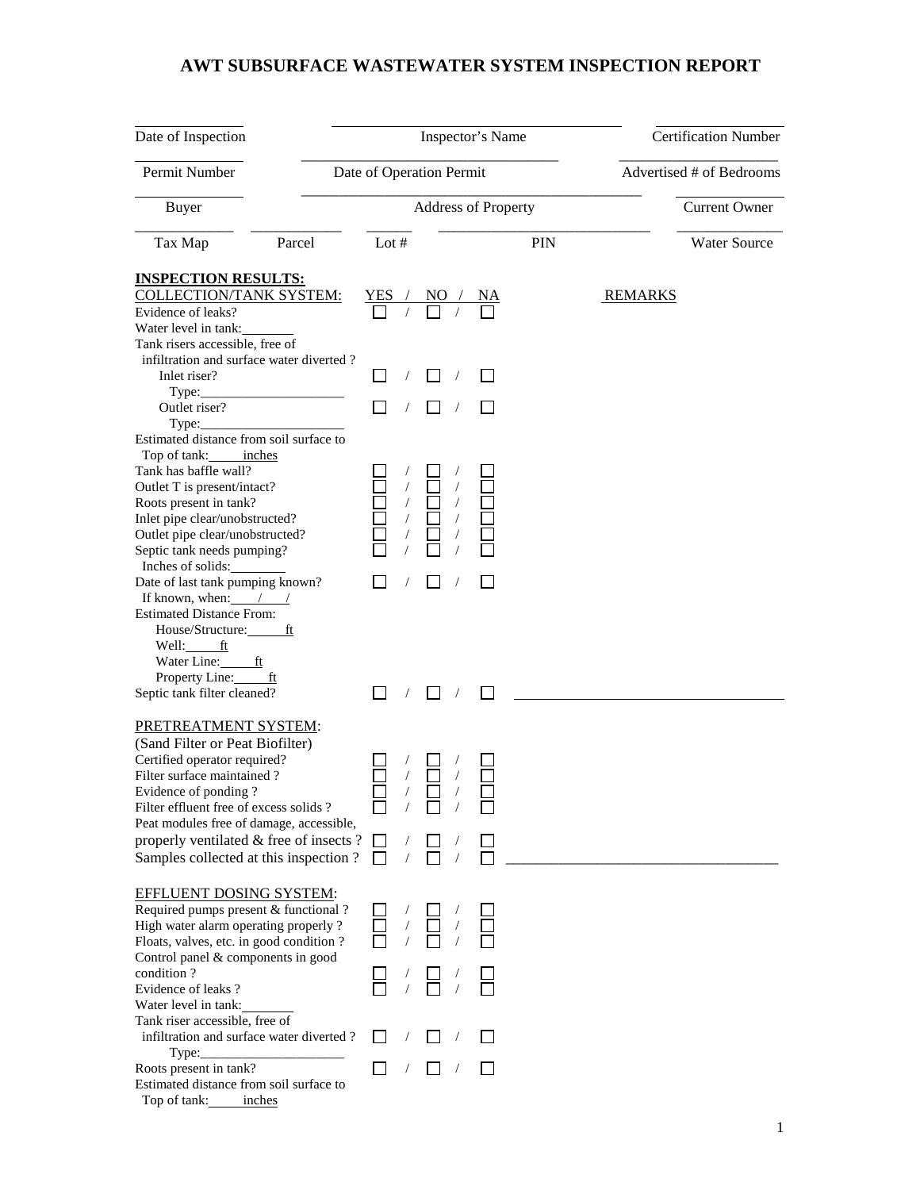# AWT SUBSURFACE WASTEWATER SYSTEM INSPECTION REPORT

| Date of Inspection | Inspector's Name | Certification Number |
|---|---|---|
| Permit Number | Date of Operation Permit | Advertised # of Bedrooms |
| Buyer | Address of Property | Current Owner |

| Tax Map | Parcel | Lot # | PIN | Water Source |
|---|---|---|---|---|

## INSPECTION RESULTS:

### COLLECTION/TANK SYSTEM:

| | YES / NO / NA | REMARKS |
|---|---|---|
| Evidence of leaks? | ☐ / ☐ / ☐ | |
| Water level in tank:________ | | |
| Tank risers accessible, free of infiltration and surface water diverted ? | | |
| Inlet riser? | ☐ / ☐ / ☐ | |
| Type:_____________________ | | |
| Outlet riser? | ☐ / ☐ / ☐ | |
| Type:_____________________ | | |
| Estimated distance from soil surface to Top of tank:_____inches | | |
| Tank has baffle wall? | ☐ / ☐ / ☐ | |
| Outlet T is present/intact? | ☐ / ☐ / ☐ | |
| Roots present in tank? | ☐ / ☐ / ☐ | |
| Inlet pipe clear/unobstructed? | ☐ / ☐ / ☐ | |
| Outlet pipe clear/unobstructed? | ☐ / ☐ / ☐ | |
| Septic tank needs pumping? | ☐ / ☐ / ☐ | |
| Inches of solids:________ | | |
| Date of last tank pumping known? | ☐ / ☐ / ☐ | |
| If known, when:____/____/ | | |
| Estimated Distance From: | | |
| House/Structure:_____ft | | |
| Well:_____ft | | |
| Water Line:_____ft | | |
| Property Line:_____ft | | |
| Septic tank filter cleaned? | ☐ / ☐ / ☐ | ____________________ |

### PRETREATMENT SYSTEM:

(Sand Filter or Peat Biofilter)

| | YES / NO / NA | REMARKS |
|---|---|---|
| Certified operator required? | ☐ / ☐ / ☐ | |
| Filter surface maintained ? | ☐ / ☐ / ☐ | |
| Evidence of ponding ? | ☐ / ☐ / ☐ | |
| Filter effluent free of excess solids ? | ☐ / ☐ / ☐ | |
| Peat modules free of damage, accessible, properly ventilated & free of insects ? | ☐ / ☐ / ☐ | |
| Samples collected at this inspection ? | ☐ / ☐ / ☐ | ____________________ |

### EFFLUENT DOSING SYSTEM:

| | YES / NO / NA | REMARKS |
|---|---|---|
| Required pumps present & functional ? | ☐ / ☐ / ☐ | |
| High water alarm operating properly ? | ☐ / ☐ / ☐ | |
| Floats, valves, etc. in good condition ? | ☐ / ☐ / ☐ | |
| Control panel & components in good condition ? | ☐ / ☐ / ☐ | |
| Evidence of leaks ? | ☐ / ☐ / ☐ | |
| Water level in tank:________ | | |
| Tank riser accessible, free of infiltration and surface water diverted ? | ☐ / ☐ / ☐ | |
| Type:_____________________ | | |
| Roots present in tank? | ☐ / ☐ / ☐ | |
| Estimated distance from soil surface to Top of tank:_____inches | | |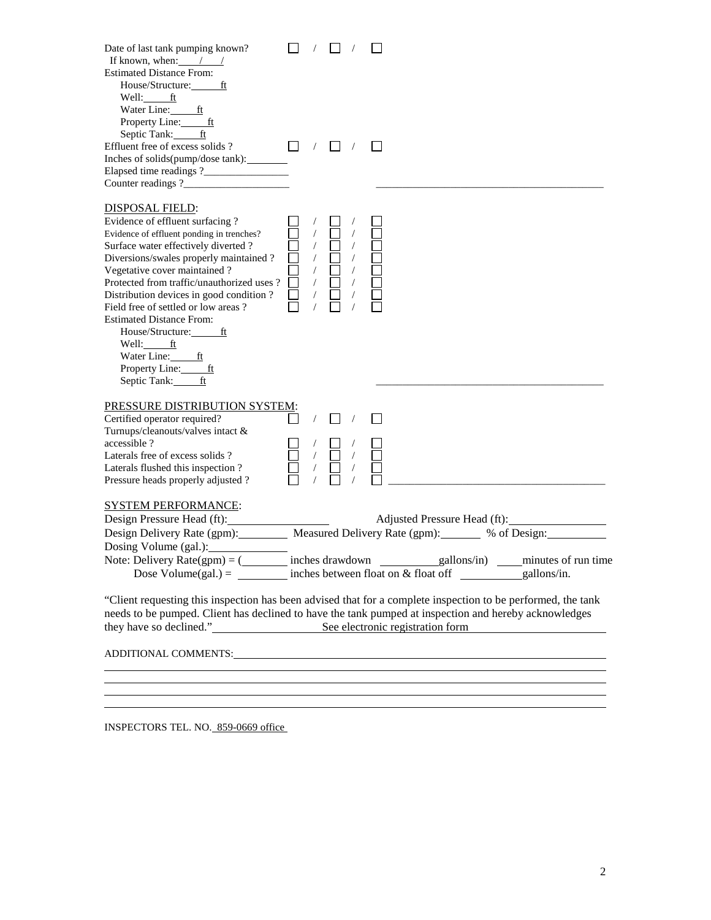Date of last tank pumping known? ☐ / ☐ / ☐
If known, when: ___/___/
Estimated Distance From:
House/Structure: _____ ft
Well: _____ ft
Water Line: _____ ft
Property Line: _____ ft
Septic Tank: _____ ft
Effluent free of excess solids ? ☐ / ☐ / ☐
Inches of solids(pump/dose tank): ________
Elapsed time readings ? ________________
Counter readings ? ____________________ ____________________________________________

## DISPOSAL FIELD:

Evidence of effluent surfacing ? ☐ / ☐ / ☐
Evidence of effluent ponding in trenches? ☐ / ☐ / ☐
Surface water effectively diverted ? ☐ / ☐ / ☐
Diversions/swales properly maintained ? ☐ / ☐ / ☐
Vegetative cover maintained ? ☐ / ☐ / ☐
Protected from traffic/unauthorized uses ? ☐ / ☐ / ☐
Distribution devices in good condition ? ☐ / ☐ / ☐
Field free of settled or low areas ? ☐ / ☐ / ☐
Estimated Distance From:
House/Structure: _____ ft
Well: _____ ft
Water Line: _____ ft
Property Line: _____ ft
Septic Tank: _____ ft ____________________________________________

## PRESSURE DISTRIBUTION SYSTEM:

Certified operator required? ☐ / ☐ / ☐
Turnups/cleanouts/valves intact & accessible ? ☐ / ☐ / ☐
Laterals free of excess solids ? ☐ / ☐ / ☐
Laterals flushed this inspection ? ☐ / ☐ / ☐
Pressure heads properly adjusted ? ☐ / ☐ / ☐ ____________________________________________

## SYSTEM PERFORMANCE:

Design Pressure Head (ft): __________________ Adjusted Pressure Head (ft): __________________
Design Delivery Rate (gpm): _________ Measured Delivery Rate (gpm): _______ % of Design: __________
Dosing Volume (gal.): ______________
Note: Delivery Rate(gpm) = (________ inches drawdown __________ gallons/in) ____ minutes of run time
Dose Volume(gal.) = ________ inches between float on & float off __________ gallons/in.

"Client requesting this inspection has been advised that for a complete inspection to be performed, the tank needs to be pumped. Client has declined to have the tank pumped at inspection and hereby acknowledges they have so declined." See electronic registration form

ADDITIONAL COMMENTS: ____________________________________________

INSPECTORS TEL. NO. 859-0669 office